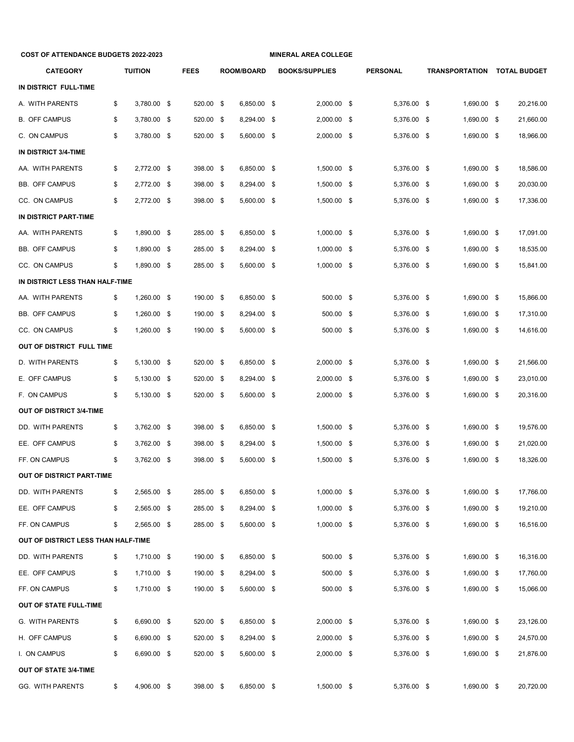**COST OF ATTENDANCE BUDGETS 2022-2023** **MINERAL AREA COLLEGE**

| CATEGORY | TUITION | FEES | ROOM/BOARD | BOOKS/SUPPLIES | PERSONAL | TRANSPORTATION | TOTAL BUDGET |
|---|---|---|---|---|---|---|---|
| **IN DISTRICT FULL-TIME** | | | | | | | |
| A. WITH PARENTS | $ 3,780.00 | $ 520.00 | $ 6,850.00 | $ 2,000.00 | $ 5,376.00 | $ 1,690.00 | $ 20,216.00 |
| B. OFF CAMPUS | $ 3,780.00 | $ 520.00 | $ 8,294.00 | $ 2,000.00 | $ 5,376.00 | $ 1,690.00 | $ 21,660.00 |
| C. ON CAMPUS | $ 3,780.00 | $ 520.00 | $ 5,600.00 | $ 2,000.00 | $ 5,376.00 | $ 1,690.00 | $ 18,966.00 |
| **IN DISTRICT 3/4-TIME** | | | | | | | |
| AA. WITH PARENTS | $ 2,772.00 | $ 398.00 | $ 6,850.00 | $ 1,500.00 | $ 5,376.00 | $ 1,690.00 | $ 18,586.00 |
| BB. OFF CAMPUS | $ 2,772.00 | $ 398.00 | $ 8,294.00 | $ 1,500.00 | $ 5,376.00 | $ 1,690.00 | $ 20,030.00 |
| CC. ON CAMPUS | $ 2,772.00 | $ 398.00 | $ 5,600.00 | $ 1,500.00 | $ 5,376.00 | $ 1,690.00 | $ 17,336.00 |
| **IN DISTRICT PART-TIME** | | | | | | | |
| AA. WITH PARENTS | $ 1,890.00 | $ 285.00 | $ 6,850.00 | $ 1,000.00 | $ 5,376.00 | $ 1,690.00 | $ 17,091.00 |
| BB. OFF CAMPUS | $ 1,890.00 | $ 285.00 | $ 8,294.00 | $ 1,000.00 | $ 5,376.00 | $ 1,690.00 | $ 18,535.00 |
| CC. ON CAMPUS | $ 1,890.00 | $ 285.00 | $ 5,600.00 | $ 1,000.00 | $ 5,376.00 | $ 1,690.00 | $ 15,841.00 |
| **IN DISTRICT LESS THAN HALF-TIME** | | | | | | | |
| AA. WITH PARENTS | $ 1,260.00 | $ 190.00 | $ 6,850.00 | $ 500.00 | $ 5,376.00 | $ 1,690.00 | $ 15,866.00 |
| BB. OFF CAMPUS | $ 1,260.00 | $ 190.00 | $ 8,294.00 | $ 500.00 | $ 5,376.00 | $ 1,690.00 | $ 17,310.00 |
| CC. ON CAMPUS | $ 1,260.00 | $ 190.00 | $ 5,600.00 | $ 500.00 | $ 5,376.00 | $ 1,690.00 | $ 14,616.00 |
| **OUT OF DISTRICT FULL TIME** | | | | | | | |
| D. WITH PARENTS | $ 5,130.00 | $ 520.00 | $ 6,850.00 | $ 2,000.00 | $ 5,376.00 | $ 1,690.00 | $ 21,566.00 |
| E. OFF CAMPUS | $ 5,130.00 | $ 520.00 | $ 8,294.00 | $ 2,000.00 | $ 5,376.00 | $ 1,690.00 | $ 23,010.00 |
| F. ON CAMPUS | $ 5,130.00 | $ 520.00 | $ 5,600.00 | $ 2,000.00 | $ 5,376.00 | $ 1,690.00 | $ 20,316.00 |
| **OUT OF DISTRICT 3/4-TIME** | | | | | | | |
| DD. WITH PARENTS | $ 3,762.00 | $ 398.00 | $ 6,850.00 | $ 1,500.00 | $ 5,376.00 | $ 1,690.00 | $ 19,576.00 |
| EE. OFF CAMPUS | $ 3,762.00 | $ 398.00 | $ 8,294.00 | $ 1,500.00 | $ 5,376.00 | $ 1,690.00 | $ 21,020.00 |
| FF. ON CAMPUS | $ 3,762.00 | $ 398.00 | $ 5,600.00 | $ 1,500.00 | $ 5,376.00 | $ 1,690.00 | $ 18,326.00 |
| **OUT OF DISTRICT PART-TIME** | | | | | | | |
| DD. WITH PARENTS | $ 2,565.00 | $ 285.00 | $ 6,850.00 | $ 1,000.00 | $ 5,376.00 | $ 1,690.00 | $ 17,766.00 |
| EE. OFF CAMPUS | $ 2,565.00 | $ 285.00 | $ 8,294.00 | $ 1,000.00 | $ 5,376.00 | $ 1,690.00 | $ 19,210.00 |
| FF. ON CAMPUS | $ 2,565.00 | $ 285.00 | $ 5,600.00 | $ 1,000.00 | $ 5,376.00 | $ 1,690.00 | $ 16,516.00 |
| **OUT OF DISTRICT LESS THAN HALF-TIME** | | | | | | | |
| DD. WITH PARENTS | $ 1,710.00 | $ 190.00 | $ 6,850.00 | $ 500.00 | $ 5,376.00 | $ 1,690.00 | $ 16,316.00 |
| EE. OFF CAMPUS | $ 1,710.00 | $ 190.00 | $ 8,294.00 | $ 500.00 | $ 5,376.00 | $ 1,690.00 | $ 17,760.00 |
| FF. ON CAMPUS | $ 1,710.00 | $ 190.00 | $ 5,600.00 | $ 500.00 | $ 5,376.00 | $ 1,690.00 | $ 15,066.00 |
| **OUT OF STATE FULL-TIME** | | | | | | | |
| G. WITH PARENTS | $ 6,690.00 | $ 520.00 | $ 6,850.00 | $ 2,000.00 | $ 5,376.00 | $ 1,690.00 | $ 23,126.00 |
| H. OFF CAMPUS | $ 6,690.00 | $ 520.00 | $ 8,294.00 | $ 2,000.00 | $ 5,376.00 | $ 1,690.00 | $ 24,570.00 |
| I. ON CAMPUS | $ 6,690.00 | $ 520.00 | $ 5,600.00 | $ 2,000.00 | $ 5,376.00 | $ 1,690.00 | $ 21,876.00 |
| **OUT OF STATE 3/4-TIME** | | | | | | | |
| GG. WITH PARENTS | $ 4,906.00 | $ 398.00 | $ 6,850.00 | $ 1,500.00 | $ 5,376.00 | $ 1,690.00 | $ 20,720.00 |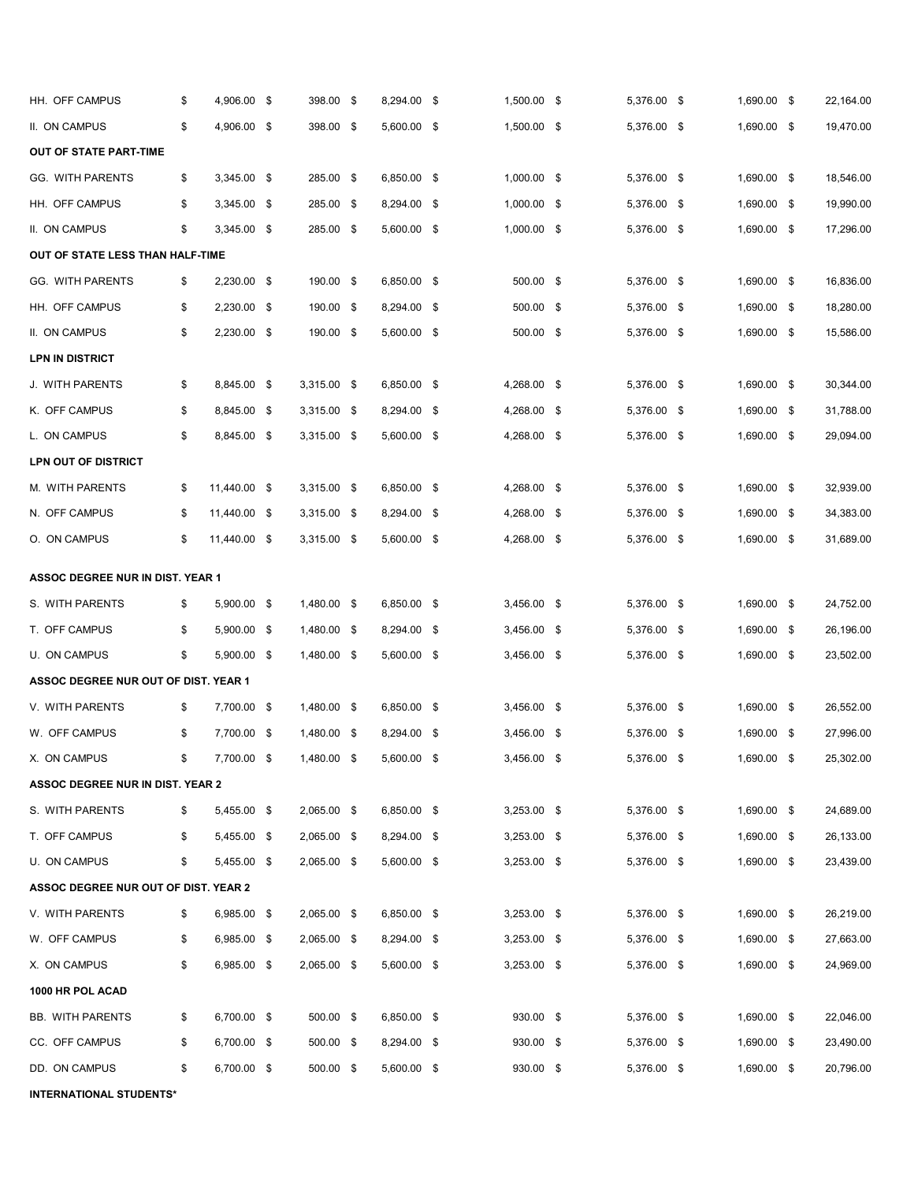| | | | | | | | |
|---|---|---|---|---|---|---|---|
| HH. OFF CAMPUS | $ 4,906.00 | $ 398.00 | $ 8,294.00 | $ 1,500.00 | $ 5,376.00 | $ 1,690.00 | $ 22,164.00 |
| II. ON CAMPUS | $ 4,906.00 | $ 398.00 | $ 5,600.00 | $ 1,500.00 | $ 5,376.00 | $ 1,690.00 | $ 19,470.00 |
| **OUT OF STATE PART-TIME** | | | | | | | |
| GG. WITH PARENTS | $ 3,345.00 | $ 285.00 | $ 6,850.00 | $ 1,000.00 | $ 5,376.00 | $ 1,690.00 | $ 18,546.00 |
| HH. OFF CAMPUS | $ 3,345.00 | $ 285.00 | $ 8,294.00 | $ 1,000.00 | $ 5,376.00 | $ 1,690.00 | $ 19,990.00 |
| II. ON CAMPUS | $ 3,345.00 | $ 285.00 | $ 5,600.00 | $ 1,000.00 | $ 5,376.00 | $ 1,690.00 | $ 17,296.00 |
| **OUT OF STATE LESS THAN HALF-TIME** | | | | | | | |
| GG. WITH PARENTS | $ 2,230.00 | $ 190.00 | $ 6,850.00 | $ 500.00 | $ 5,376.00 | $ 1,690.00 | $ 16,836.00 |
| HH. OFF CAMPUS | $ 2,230.00 | $ 190.00 | $ 8,294.00 | $ 500.00 | $ 5,376.00 | $ 1,690.00 | $ 18,280.00 |
| II. ON CAMPUS | $ 2,230.00 | $ 190.00 | $ 5,600.00 | $ 500.00 | $ 5,376.00 | $ 1,690.00 | $ 15,586.00 |
| **LPN IN DISTRICT** | | | | | | | |
| J. WITH PARENTS | $ 8,845.00 | $ 3,315.00 | $ 6,850.00 | $ 4,268.00 | $ 5,376.00 | $ 1,690.00 | $ 30,344.00 |
| K. OFF CAMPUS | $ 8,845.00 | $ 3,315.00 | $ 8,294.00 | $ 4,268.00 | $ 5,376.00 | $ 1,690.00 | $ 31,788.00 |
| L. ON CAMPUS | $ 8,845.00 | $ 3,315.00 | $ 5,600.00 | $ 4,268.00 | $ 5,376.00 | $ 1,690.00 | $ 29,094.00 |
| **LPN OUT OF DISTRICT** | | | | | | | |
| M. WITH PARENTS | $ 11,440.00 | $ 3,315.00 | $ 6,850.00 | $ 4,268.00 | $ 5,376.00 | $ 1,690.00 | $ 32,939.00 |
| N. OFF CAMPUS | $ 11,440.00 | $ 3,315.00 | $ 8,294.00 | $ 4,268.00 | $ 5,376.00 | $ 1,690.00 | $ 34,383.00 |
| O. ON CAMPUS | $ 11,440.00 | $ 3,315.00 | $ 5,600.00 | $ 4,268.00 | $ 5,376.00 | $ 1,690.00 | $ 31,689.00 |
| **ASSOC DEGREE NUR IN DIST. YEAR 1** | | | | | | | |
| S. WITH PARENTS | $ 5,900.00 | $ 1,480.00 | $ 6,850.00 | $ 3,456.00 | $ 5,376.00 | $ 1,690.00 | $ 24,752.00 |
| T. OFF CAMPUS | $ 5,900.00 | $ 1,480.00 | $ 8,294.00 | $ 3,456.00 | $ 5,376.00 | $ 1,690.00 | $ 26,196.00 |
| U. ON CAMPUS | $ 5,900.00 | $ 1,480.00 | $ 5,600.00 | $ 3,456.00 | $ 5,376.00 | $ 1,690.00 | $ 23,502.00 |
| **ASSOC DEGREE NUR OUT OF DIST. YEAR 1** | | | | | | | |
| V. WITH PARENTS | $ 7,700.00 | $ 1,480.00 | $ 6,850.00 | $ 3,456.00 | $ 5,376.00 | $ 1,690.00 | $ 26,552.00 |
| W. OFF CAMPUS | $ 7,700.00 | $ 1,480.00 | $ 8,294.00 | $ 3,456.00 | $ 5,376.00 | $ 1,690.00 | $ 27,996.00 |
| X. ON CAMPUS | $ 7,700.00 | $ 1,480.00 | $ 5,600.00 | $ 3,456.00 | $ 5,376.00 | $ 1,690.00 | $ 25,302.00 |
| **ASSOC DEGREE NUR IN DIST. YEAR 2** | | | | | | | |
| S. WITH PARENTS | $ 5,455.00 | $ 2,065.00 | $ 6,850.00 | $ 3,253.00 | $ 5,376.00 | $ 1,690.00 | $ 24,689.00 |
| T. OFF CAMPUS | $ 5,455.00 | $ 2,065.00 | $ 8,294.00 | $ 3,253.00 | $ 5,376.00 | $ 1,690.00 | $ 26,133.00 |
| U. ON CAMPUS | $ 5,455.00 | $ 2,065.00 | $ 5,600.00 | $ 3,253.00 | $ 5,376.00 | $ 1,690.00 | $ 23,439.00 |
| **ASSOC DEGREE NUR OUT OF DIST. YEAR 2** | | | | | | | |
| V. WITH PARENTS | $ 6,985.00 | $ 2,065.00 | $ 6,850.00 | $ 3,253.00 | $ 5,376.00 | $ 1,690.00 | $ 26,219.00 |
| W. OFF CAMPUS | $ 6,985.00 | $ 2,065.00 | $ 8,294.00 | $ 3,253.00 | $ 5,376.00 | $ 1,690.00 | $ 27,663.00 |
| X. ON CAMPUS | $ 6,985.00 | $ 2,065.00 | $ 5,600.00 | $ 3,253.00 | $ 5,376.00 | $ 1,690.00 | $ 24,969.00 |
| **1000 HR POL ACAD** | | | | | | | |
| BB. WITH PARENTS | $ 6,700.00 | $ 500.00 | $ 6,850.00 | $ 930.00 | $ 5,376.00 | $ 1,690.00 | $ 22,046.00 |
| CC. OFF CAMPUS | $ 6,700.00 | $ 500.00 | $ 8,294.00 | $ 930.00 | $ 5,376.00 | $ 1,690.00 | $ 23,490.00 |
| DD. ON CAMPUS | $ 6,700.00 | $ 500.00 | $ 5,600.00 | $ 930.00 | $ 5,376.00 | $ 1,690.00 | $ 20,796.00 |
| **INTERNATIONAL STUDENTS*** | | | | | | | |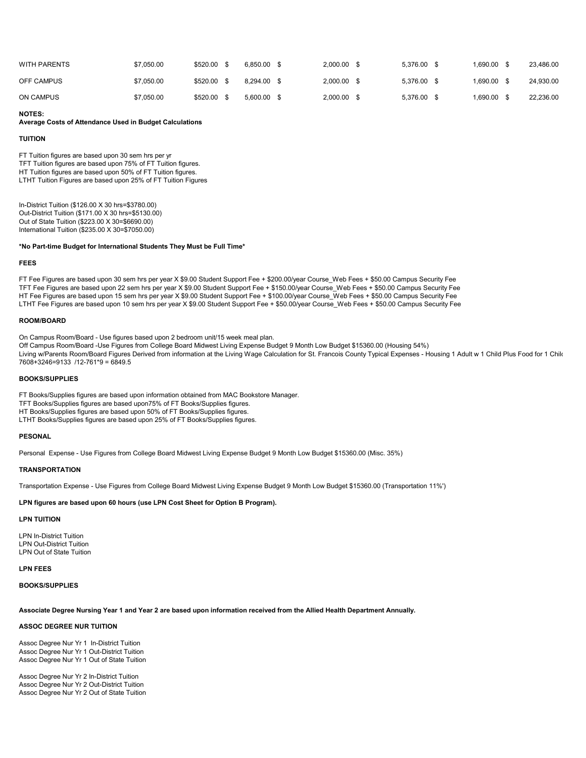| | | | | | | | |
|---|---|---|---|---|---|---|---|
| WITH PARENTS | $7,050.00 | $520.00 | $ 6,850.00 | $ 2,000.00 | $ 5,376.00 | $ 1,690.00 | $ 23,486.00 |
| OFF CAMPUS | $7,050.00 | $520.00 | $ 8,294.00 | $ 2,000.00 | $ 5,376.00 | $ 1,690.00 | $ 24,930.00 |
| ON CAMPUS | $7,050.00 | $520.00 | $ 5,600.00 | $ 2,000.00 | $ 5,376.00 | $ 1,690.00 | $ 22,236.00 |

**NOTES:**

**Average Costs of Attendance Used in Budget Calculations**

**TUITION**

FT Tuition figures are based upon 30 sem hrs per yr
TFT Tuition figures are based upon 75% of FT Tuition figures.
HT Tuition figures are based upon 50% of FT Tuition figures.
LTHT Tuition Figures are based upon 25% of FT Tuition Figures

In-District Tuition ($126.00 X 30 hrs=$3780.00)
Out-District Tuition ($171.00 X 30 hrs=$5130.00)
Out of State Tuition ($223.00 X 30=$6690.00)
International Tuition ($235.00 X 30=$7050.00)

***No Part-time Budget for International Students They Must be Full Time***

**FEES**

FT Fee Figures are based upon 30 sem hrs per year X $9.00 Student Support Fee + $200.00/year Course_Web Fees + $50.00 Campus Security Fee
TFT Fee Figures are based upon 22 sem hrs per year X $9.00 Student Support Fee + $150.00/year Course_Web Fees + $50.00 Campus Security Fee
HT Fee Figures are based upon 15 sem hrs per year X $9.00 Student Support Fee + $100.00/year Course_Web Fees + $50.00 Campus Security Fee
LTHT Fee Figures are based upon 10 sem hrs per year X $9.00 Student Support Fee + $50.00/year Course_Web Fees + $50.00 Campus Security Fee

**ROOM/BOARD**

On Campus Room/Board - Use figures based upon 2 bedroom unit/15 week meal plan.
Off Campus Room/Board -Use Figures from College Board Midwest Living Expense Budget 9 Month Low Budget $15360.00 (Housing 54%)
Living w/Parents Room/Board Figures Derived from information at the Living Wage Calculation for St. Francois County Typical Expenses - Housing 1 Adult w 1 Child Plus Food for 1 Child
7608+3246=9133 /12-761*9 = 6849.5

**BOOKS/SUPPLIES**

FT Books/Supplies figures are based upon information obtained from MAC Bookstore Manager.
TFT Books/Supplies figures are based upon75% of FT Books/Supplies figures.
HT Books/Supplies figures are based upon 50% of FT Books/Supplies figures.
LTHT Books/Supplies figures are based upon 25% of FT Books/Supplies figures.

**PESONAL**

Personal Expense - Use Figures from College Board Midwest Living Expense Budget 9 Month Low Budget $15360.00 (Misc. 35%)

**TRANSPORTATION**

Transportation Expense - Use Figures from College Board Midwest Living Expense Budget 9 Month Low Budget $15360.00 (Transportation 11%')

**LPN figures are based upon 60 hours (use LPN Cost Sheet for Option B Program).**

**LPN TUITION**

LPN In-District Tuition
LPN Out-District Tuition
LPN Out of State Tuition

**LPN FEES**

**BOOKS/SUPPLIES**

**Associate Degree Nursing Year 1 and Year 2 are based upon information received from the Allied Health Department Annually.**

**ASSOC DEGREE NUR TUITION**

Assoc Degree Nur Yr 1 In-District Tuition
Assoc Degree Nur Yr 1 Out-District Tuition
Assoc Degree Nur Yr 1 Out of State Tuition

Assoc Degree Nur Yr 2 In-District Tuition
Assoc Degree Nur Yr 2 Out-District Tuition
Assoc Degree Nur Yr 2 Out of State Tuition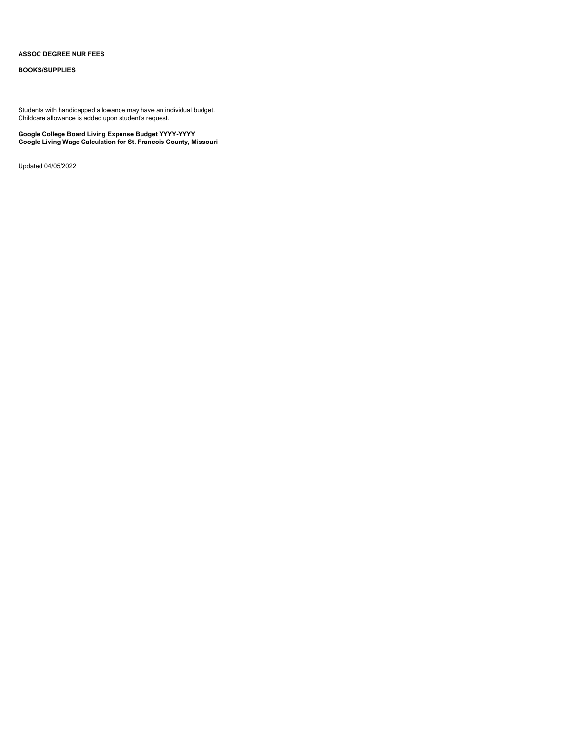**ASSOC DEGREE NUR FEES**

**BOOKS/SUPPLIES**

Students with handicapped allowance may have an individual budget.
Childcare allowance is added upon student's request.

**Google College Board Living Expense Budget YYYY-YYYY**
**Google Living Wage Calculation for St. Francois County, Missouri**

Updated 04/05/2022